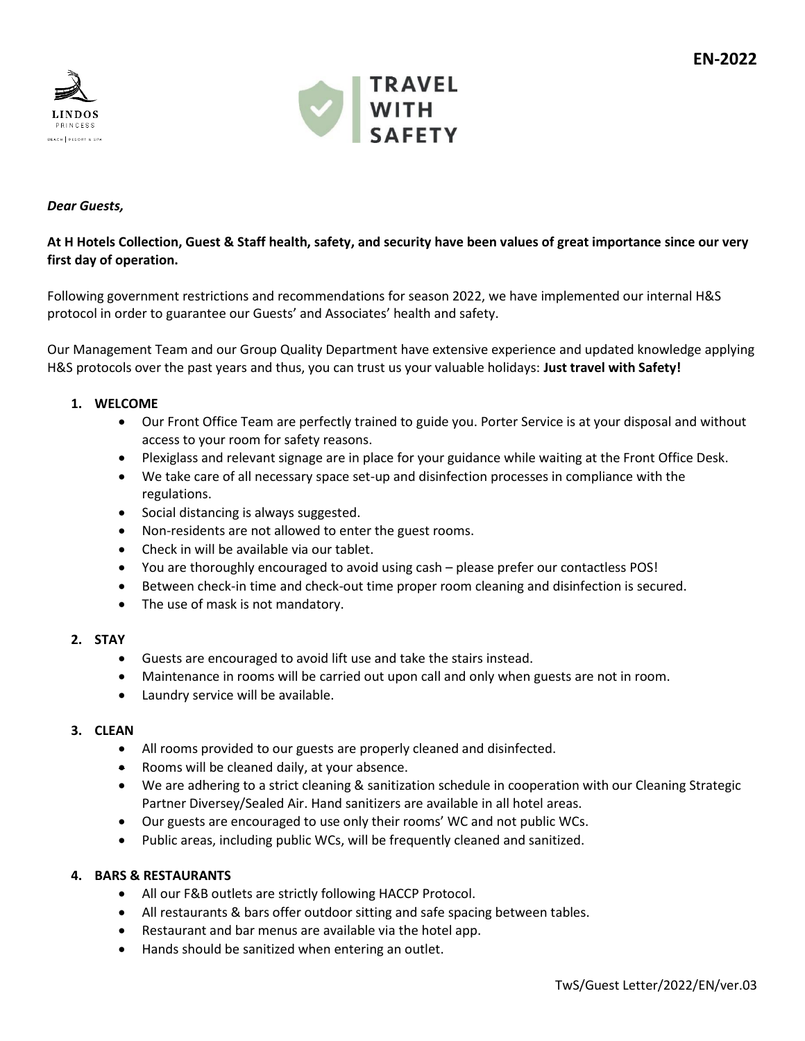EN-2022

LINDOS PRINCESS
BEACH | RESORT & SPA

TRAVEL WITH SAFETY

*Dear Guests,*

**At H Hotels Collection, Guest & Staff health, safety, and security have been values of great importance since our very first day of operation.**

Following government restrictions and recommendations for season 2022, we have implemented our internal H&S protocol in order to guarantee our Guests' and Associates' health and safety.

Our Management Team and our Group Quality Department have extensive experience and updated knowledge applying H&S protocols over the past years and thus, you can trust us your valuable holidays: **Just travel with Safety!**

1. **WELCOME**
    - Our Front Office Team are perfectly trained to guide you. Porter Service is at your disposal and without access to your room for safety reasons.
    - Plexiglass and relevant signage are in place for your guidance while waiting at the Front Office Desk.
    - We take care of all necessary space set-up and disinfection processes in compliance with the regulations.
    - Social distancing is always suggested.
    - Non-residents are not allowed to enter the guest rooms.
    - Check in will be available via our tablet.
    - You are thoroughly encouraged to avoid using cash – please prefer our contactless POS!
    - Between check-in time and check-out time proper room cleaning and disinfection is secured.
    - The use of mask is not mandatory.

2. **STAY**
    - Guests are encouraged to avoid lift use and take the stairs instead.
    - Maintenance in rooms will be carried out upon call and only when guests are not in room.
    - Laundry service will be available.

3. **CLEAN**
    - All rooms provided to our guests are properly cleaned and disinfected.
    - Rooms will be cleaned daily, at your absence.
    - We are adhering to a strict cleaning & sanitization schedule in cooperation with our Cleaning Strategic Partner Diversey/Sealed Air. Hand sanitizers are available in all hotel areas.
    - Our guests are encouraged to use only their rooms' WC and not public WCs.
    - Public areas, including public WCs, will be frequently cleaned and sanitized.

4. **BARS & RESTAURANTS**
    - All our F&B outlets are strictly following HACCP Protocol.
    - All restaurants & bars offer outdoor sitting and safe spacing between tables.
    - Restaurant and bar menus are available via the hotel app.
    - Hands should be sanitized when entering an outlet.

TwS/Guest Letter/2022/EN/ver.03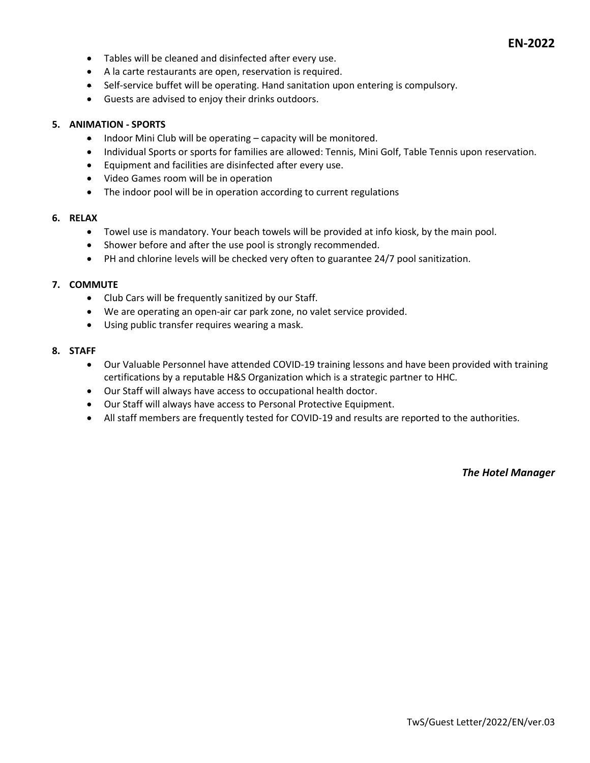- Tables will be cleaned and disinfected after every use.
- A la carte restaurants are open, reservation is required.
- Self-service buffet will be operating. Hand sanitation upon entering is compulsory.
- Guests are advised to enjoy their drinks outdoors.

**5. ANIMATION - SPORTS**

- Indoor Mini Club will be operating – capacity will be monitored.
- Individual Sports or sports for families are allowed: Tennis, Mini Golf, Table Tennis upon reservation.
- Equipment and facilities are disinfected after every use.
- Video Games room will be in operation
- The indoor pool will be in operation according to current regulations

**6. RELAX**

- Towel use is mandatory. Your beach towels will be provided at info kiosk, by the main pool.
- Shower before and after the use pool is strongly recommended.
- PH and chlorine levels will be checked very often to guarantee 24/7 pool sanitization.

**7. COMMUTE**

- Club Cars will be frequently sanitized by our Staff.
- We are operating an open-air car park zone, no valet service provided.
- Using public transfer requires wearing a mask.

**8. STAFF**

- Our Valuable Personnel have attended COVID-19 training lessons and have been provided with training certifications by a reputable H&S Organization which is a strategic partner to HHC.
- Our Staff will always have access to occupational health doctor.
- Our Staff will always have access to Personal Protective Equipment.
- All staff members are frequently tested for COVID-19 and results are reported to the authorities.

***The Hotel Manager***

TwS/Guest Letter/2022/EN/ver.03